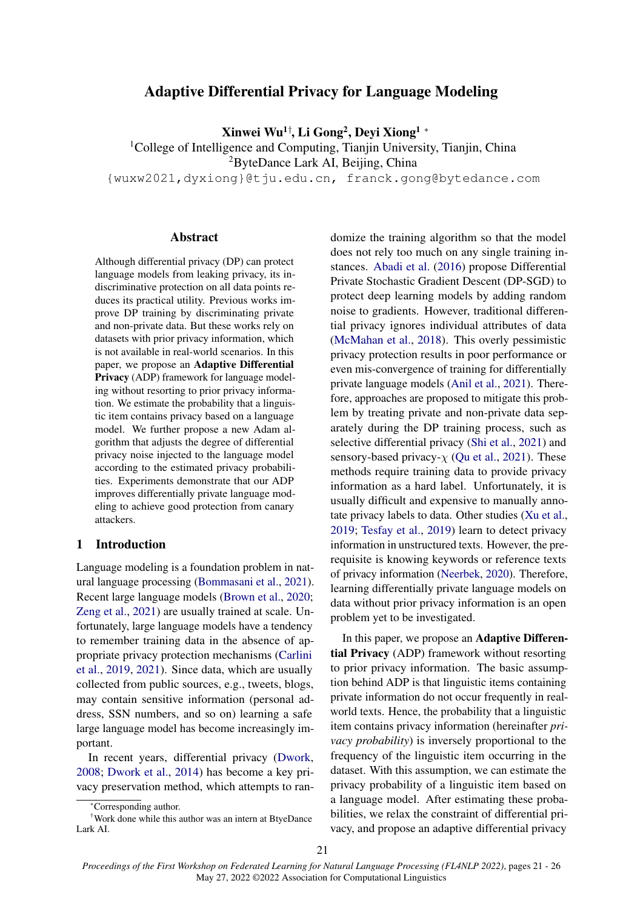# Adaptive Differential Privacy for Language Modeling

**Xinwei Wu[1]†, Li Gong[2], Deyi Xiong[1]** *

[1]College of Intelligence and Computing, Tianjin University, Tianjin, China
[2]ByteDance Lark AI, Beijing, China

{wuxw2021,dyxiong}@tju.edu.cn, franck.gong@bytedance.com

## Abstract

Although differential privacy (DP) can protect language models from leaking privacy, its indiscriminative protection on all data points reduces its practical utility. Previous works improve DP training by discriminating private and non-private data. But these works rely on datasets with prior privacy information, which is not available in real-world scenarios. In this paper, we propose an **Adaptive Differential Privacy** (ADP) framework for language modeling without resorting to prior privacy information. We estimate the probability that a linguistic item contains privacy based on a language model. We further propose a new Adam algorithm that adjusts the degree of differential privacy noise injected to the language model according to the estimated privacy probabilities. Experiments demonstrate that our ADP improves differentially private language modeling to achieve good protection from canary attackers.

## 1 Introduction

Language modeling is a foundation problem in natural language processing (Bommasani et al., 2021). Recent large language models (Brown et al., 2020; Zeng et al., 2021) are usually trained at scale. Unfortunately, large language models have a tendency to remember training data in the absence of appropriate privacy protection mechanisms (Carlini et al., 2019, 2021). Since data, which are usually collected from public sources, e.g., tweets, blogs, may contain sensitive information (personal address, SSN numbers, and so on) learning a safe large language model has become increasingly important.

In recent years, differential privacy (Dwork, 2008; Dwork et al., 2014) has become a key privacy preservation method, which attempts to randomize the training algorithm so that the model does not rely too much on any single training instances. Abadi et al. (2016) propose Differential Private Stochastic Gradient Descent (DP-SGD) to protect deep learning models by adding random noise to gradients. However, traditional differential privacy ignores individual attributes of data (McMahan et al., 2018). This overly pessimistic privacy protection results in poor performance or even mis-convergence of training for differentially private language models (Anil et al., 2021). Therefore, approaches are proposed to mitigate this problem by treating private and non-private data separately during the DP training process, such as selective differential privacy (Shi et al., 2021) and sensory-based privacy-$\chi$ (Qu et al., 2021). These methods require training data to provide privacy information as a hard label. Unfortunately, it is usually difficult and expensive to manually annotate privacy labels to data. Other studies (Xu et al., 2019; Tesfay et al., 2019) learn to detect privacy information in unstructured texts. However, the prerequisite is knowing keywords or reference texts of privacy information (Neerbek, 2020). Therefore, learning differentially private language models on data without prior privacy information is an open problem yet to be investigated.

In this paper, we propose an **Adaptive Differential Privacy** (ADP) framework without resorting to prior privacy information. The basic assumption behind ADP is that linguistic items containing private information do not occur frequently in real-world texts. Hence, the probability that a linguistic item contains privacy information (hereinafter *privacy probability*) is inversely proportional to the frequency of the linguistic item occurring in the dataset. With this assumption, we can estimate the privacy probability of a linguistic item based on a language model. After estimating these probabilities, we relax the constraint of differential privacy, and propose an adaptive differential privacy

*Corresponding author.

†Work done while this author was an intern at BtyeDance Lark AI.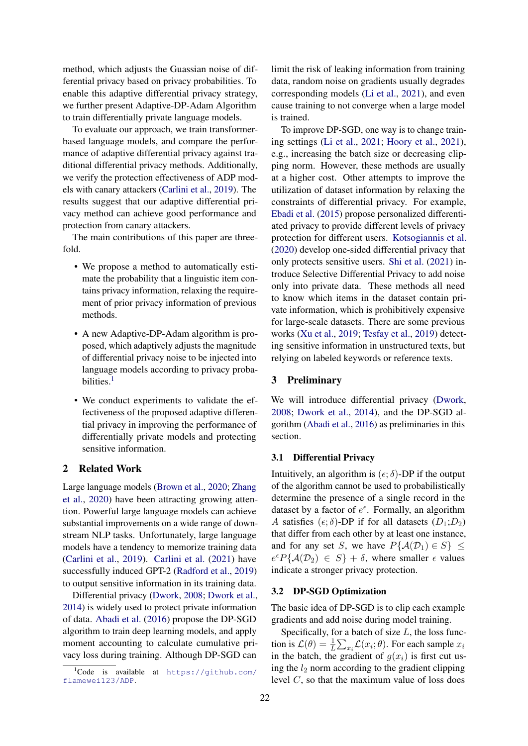method, which adjusts the Guassian noise of differential privacy based on privacy probabilities. To enable this adaptive differential privacy strategy, we further present Adaptive-DP-Adam Algorithm to train differentially private language models.

To evaluate our approach, we train transformer-based language models, and compare the performance of adaptive differential privacy against traditional differential privacy methods. Additionally, we verify the protection effectiveness of ADP models with canary attackers (Carlini et al., 2019). The results suggest that our adaptive differential privacy method can achieve good performance and protection from canary attackers.

The main contributions of this paper are three-fold.

- We propose a method to automatically estimate the probability that a linguistic item contains privacy information, relaxing the requirement of prior privacy information of previous methods.
- A new Adaptive-DP-Adam algorithm is proposed, which adaptively adjusts the magnitude of differential privacy noise to be injected into language models according to privacy probabilities.[1]
- We conduct experiments to validate the effectiveness of the proposed adaptive differential privacy in improving the performance of differentially private models and protecting sensitive information.

## 2 Related Work

Large language models (Brown et al., 2020; Zhang et al., 2020) have been attracting growing attention. Powerful large language models can achieve substantial improvements on a wide range of downstream NLP tasks. Unfortunately, large language models have a tendency to memorize training data (Carlini et al., 2019). Carlini et al. (2021) have successfully induced GPT-2 (Radford et al., 2019) to output sensitive information in its training data.

Differential privacy (Dwork, 2008; Dwork et al., 2014) is widely used to protect private information of data. Abadi et al. (2016) propose the DP-SGD algorithm to train deep learning models, and apply moment accounting to calculate cumulative privacy loss during training. Although DP-SGD can limit the risk of leaking information from training data, random noise on gradients usually degrades corresponding models (Li et al., 2021), and even cause training to not converge when a large model is trained.

To improve DP-SGD, one way is to change training settings (Li et al., 2021; Hoory et al., 2021), e.g., increasing the batch size or decreasing clipping norm. However, these methods are usually at a higher cost. Other attempts to improve the utilization of dataset information by relaxing the constraints of differential privacy. For example, Ebadi et al. (2015) propose personalized differentiated privacy to provide different levels of privacy protection for different users. Kotsogiannis et al. (2020) develop one-sided differential privacy that only protects sensitive users. Shi et al. (2021) introduce Selective Differential Privacy to add noise only into private data. These methods all need to know which items in the dataset contain private information, which is prohibitively expensive for large-scale datasets. There are some previous works (Xu et al., 2019; Tesfay et al., 2019) detecting sensitive information in unstructured texts, but relying on labeled keywords or reference texts.

## 3 Preliminary

We will introduce differential privacy (Dwork, 2008; Dwork et al., 2014), and the DP-SGD algorithm (Abadi et al., 2016) as preliminaries in this section.

### 3.1 Differential Privacy

Intuitively, an algorithm is $(\epsilon; \delta)$-DP if the output of the algorithm cannot be used to probabilistically determine the presence of a single record in the dataset by a factor of $e^{\epsilon}$. Formally, an algorithm $A$ satisfies $(\epsilon; \delta)$-DP if for all datasets $(D_1; D_2)$ that differ from each other by at least one instance, and for any set $S$, we have $P\{\mathcal{A}(\mathcal{D}_1) \in S\} \leq e^{\epsilon} P\{\mathcal{A}(\mathcal{D}_2) \in S\} + \delta$, where smaller $\epsilon$ values indicate a stronger privacy protection.

### 3.2 DP-SGD Optimization

The basic idea of DP-SGD is to clip each example gradients and add noise during model training.

Specifically, for a batch of size $L$, the loss function is $\mathcal{L}(\theta) = \frac{1}{L}\sum_{x_i} \mathcal{L}(x_i; \theta)$. For each sample $x_i$ in the batch, the gradient of $g(x_i)$ is first cut using the $l_2$ norm according to the gradient clipping level $C$, so that the maximum value of loss does

[1] Code is available at https://github.com/flamewei123/ADP.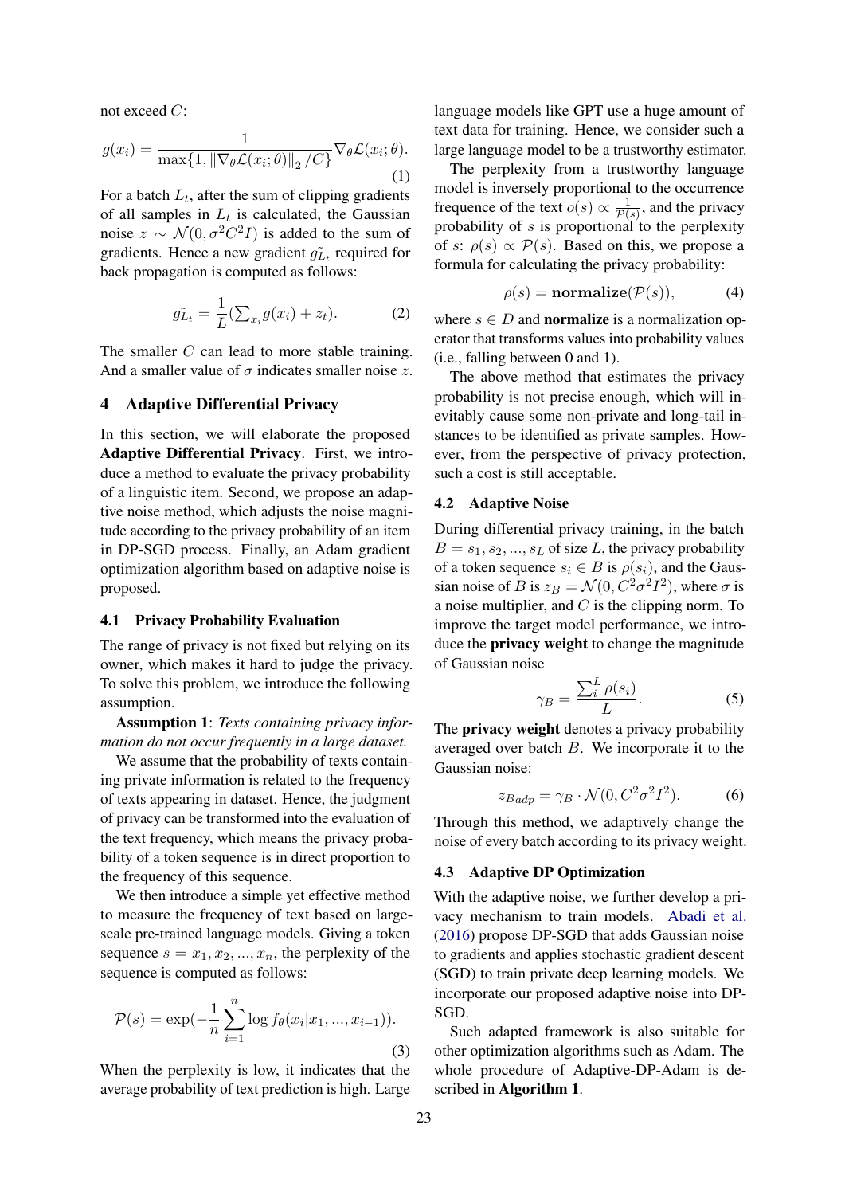not exceed $C$:

$$g(x_i) = \frac{1}{\max\{1, \|\nabla_\theta \mathcal{L}(x_i;\theta)\|_2 / C\}} \nabla_\theta \mathcal{L}(x_i;\theta). \quad (1)$$

For a batch $L_t$, after the sum of clipping gradients of all samples in $L_t$ is calculated, the Gaussian noise $z \sim \mathcal{N}(0, \sigma^2 C^2 I)$ is added to the sum of gradients. Hence a new gradient $\tilde{g_{L_t}}$ required for back propagation is computed as follows:

$$\tilde{g_{L_t}} = \frac{1}{L}(\textstyle\sum_{x_i} g(x_i) + z_t). \quad (2)$$

The smaller $C$ can lead to more stable training. And a smaller value of $\sigma$ indicates smaller noise $z$.

## 4 Adaptive Differential Privacy

In this section, we will elaborate the proposed **Adaptive Differential Privacy**. First, we introduce a method to evaluate the privacy probability of a linguistic item. Second, we propose an adaptive noise method, which adjusts the noise magnitude according to the privacy probability of an item in DP-SGD process. Finally, an Adam gradient optimization algorithm based on adaptive noise is proposed.

### 4.1 Privacy Probability Evaluation

The range of privacy is not fixed but relying on its owner, which makes it hard to judge the privacy. To solve this problem, we introduce the following assumption.

**Assumption 1**: *Texts containing privacy information do not occur frequently in a large dataset.*

We assume that the probability of texts containing private information is related to the frequency of texts appearing in dataset. Hence, the judgment of privacy can be transformed into the evaluation of the text frequency, which means the privacy probability of a token sequence is in direct proportion to the frequency of this sequence.

We then introduce a simple yet effective method to measure the frequency of text based on large-scale pre-trained language models. Giving a token sequence $s = x_1, x_2, ..., x_n$, the perplexity of the sequence is computed as follows:

$$\mathcal{P}(s) = \exp(-\frac{1}{n}\sum_{i=1}^{n} \log f_\theta(x_i | x_1, ..., x_{i-1})). \quad (3)$$

When the perplexity is low, it indicates that the average probability of text prediction is high. Large language models like GPT use a huge amount of text data for training. Hence, we consider such a large language model to be a trustworthy estimator.

The perplexity from a trustworthy language model is inversely proportional to the occurrence frequence of the text $o(s) \propto \frac{1}{\mathcal{P}(s)}$, and the privacy probability of $s$ is proportional to the perplexity of $s$: $\rho(s) \propto \mathcal{P}(s)$. Based on this, we propose a formula for calculating the privacy probability:

$$\rho(s) = \mathbf{normalize}(\mathcal{P}(s)), \quad (4)$$

where $s \in D$ and **normalize** is a normalization operator that transforms values into probability values (i.e., falling between 0 and 1).

The above method that estimates the privacy probability is not precise enough, which will inevitably cause some non-private and long-tail instances to be identified as private samples. However, from the perspective of privacy protection, such a cost is still acceptable.

### 4.2 Adaptive Noise

During differential privacy training, in the batch $B = s_1, s_2, ..., s_L$ of size $L$, the privacy probability of a token sequence $s_i \in B$ is $\rho(s_i)$, and the Gaussian noise of $B$ is $z_B = \mathcal{N}(0, C^2\sigma^2 I^2)$, where $\sigma$ is a noise multiplier, and $C$ is the clipping norm. To improve the target model performance, we introduce the **privacy weight** to change the magnitude of Gaussian noise

$$\gamma_B = \frac{\sum_i^L \rho(s_i)}{L}. \quad (5)$$

The **privacy weight** denotes a privacy probability averaged over batch $B$. We incorporate it to the Gaussian noise:

$$z_{B adp} = \gamma_B \cdot \mathcal{N}(0, C^2\sigma^2 I^2). \quad (6)$$

Through this method, we adaptively change the noise of every batch according to its privacy weight.

### 4.3 Adaptive DP Optimization

With the adaptive noise, we further develop a privacy mechanism to train models. Abadi et al. (2016) propose DP-SGD that adds Gaussian noise to gradients and applies stochastic gradient descent (SGD) to train private deep learning models. We incorporate our proposed adaptive noise into DP-SGD.

Such adapted framework is also suitable for other optimization algorithms such as Adam. The whole procedure of Adaptive-DP-Adam is described in **Algorithm 1**.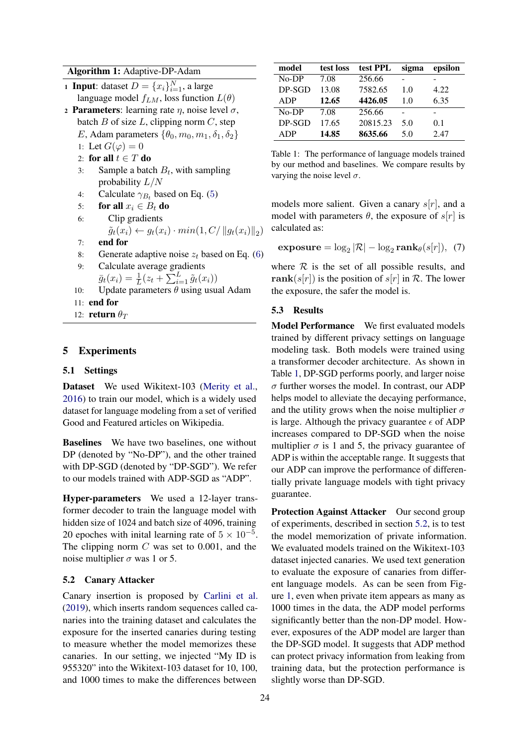**Algorithm 1:** Adaptive-DP-Adam

1. **Input**: dataset $D = \{x_i\}_{i=1}^{N}$, a large language model $f_{LM}$, loss function $L(\theta)$
2. **Parameters**: learning rate $\eta$, noise level $\sigma$, batch $B$ of size $L$, clipping norm $C$, step $E$, Adam parameters $\{\theta_0, m_0, m_1, \delta_1, \delta_2\}$

```
1:  Let G(φ) = 0
2:  for all t ∈ T do
3:      Sample a batch B_t, with sampling probability L/N
4:      Calculate γ_{B_t} based on Eq. (5)
5:      for all x_i ∈ B_t do
6:          Clip gradients
            g̃_t(x_i) ← g_t(x_i) · min(1, C/ ||g_t(x_i)||_2)
7:      end for
8:      Generate adaptive noise z_t based on Eq. (6)
9:      Calculate average gradients
            ḡ_t(x_i) = (1/L)(z_t + Σ_{i=1}^{L} g̃_t(x_i))
10:     Update parameters θ using usual Adam
11: end for
12: return θ_T
```

## 5 Experiments

### 5.1 Settings

**Dataset** We used Wikitext-103 (Merity et al., 2016) to train our model, which is a widely used dataset for language modeling from a set of verified Good and Featured articles on Wikipedia.

**Baselines** We have two baselines, one without DP (denoted by "No-DP"), and the other trained with DP-SGD (denoted by "DP-SGD"). We refer to our models trained with ADP-SGD as "ADP".

**Hyper-parameters** We used a 12-layer transformer decoder to train the language model with hidden size of 1024 and batch size of 4096, training 20 epoches with inital learning rate of $5 \times 10^{-5}$. The clipping norm $C$ was set to 0.001, and the noise multiplier $\sigma$ was 1 or 5.

### 5.2 Canary Attacker

Canary insertion is proposed by Carlini et al. (2019), which inserts random sequences called canaries into the training dataset and calculates the exposure for the inserted canaries during testing to measure whether the model memorizes these canaries. In our setting, we injected "My ID is 955320" into the Wikitext-103 dataset for 10, 100, and 1000 times to make the differences between models more salient. Given a canary $s[r]$, and a model with parameters $\theta$, the exposure of $s[r]$ is calculated as:

$$\textbf{exposure} = \log_2 |\mathcal{R}| - \log_2 \textbf{rank}_\theta(s[r]), \quad (7)$$

where $\mathcal{R}$ is the set of all possible results, and $\textbf{rank}(s[r])$ is the position of $s[r]$ in $\mathcal{R}$. The lower the exposure, the safer the model is.

| model | test loss | test PPL | sigma | epsilon |
|---|---|---|---|---|
| No-DP | 7.08 | 256.66 | - | - |
| DP-SGD | 13.08 | 7582.65 | 1.0 | 4.22 |
| ADP | **12.65** | **4426.05** | 1.0 | 6.35 |
| No-DP | 7.08 | 256.66 | - | - |
| DP-SGD | 17.65 | 20815.23 | 5.0 | 0.1 |
| ADP | **14.85** | **8635.66** | 5.0 | 2.47 |

Table 1: The performance of language models trained by our method and baselines. We compare results by varying the noise level $\sigma$.

### 5.3 Results

**Model Performance** We first evaluated models trained by different privacy settings on language modeling task. Both models were trained using a transformer decoder architecture. As shown in Table 1, DP-SGD performs poorly, and larger noise $\sigma$ further worses the model. In contrast, our ADP helps model to alleviate the decaying performance, and the utility grows when the noise multiplier $\sigma$ is large. Although the privacy guarantee $\epsilon$ of ADP increases compared to DP-SGD when the noise multiplier $\sigma$ is 1 and 5, the privacy guarantee of ADP is within the acceptable range. It suggests that our ADP can improve the performance of differentially private language models with tight privacy guarantee.

**Protection Against Attacker** Our second group of experiments, described in section 5.2, is to test the model memorization of private information. We evaluated models trained on the Wikitext-103 dataset injected canaries. We used text generation to evaluate the exposure of canaries from different language models. As can be seen from Figure 1, even when private item appears as many as 1000 times in the data, the ADP model performs significantly better than the non-DP model. However, exposures of the ADP model are larger than the DP-SGD model. It suggests that ADP method can protect privacy information from leaking from training data, but the protection performance is slightly worse than DP-SGD.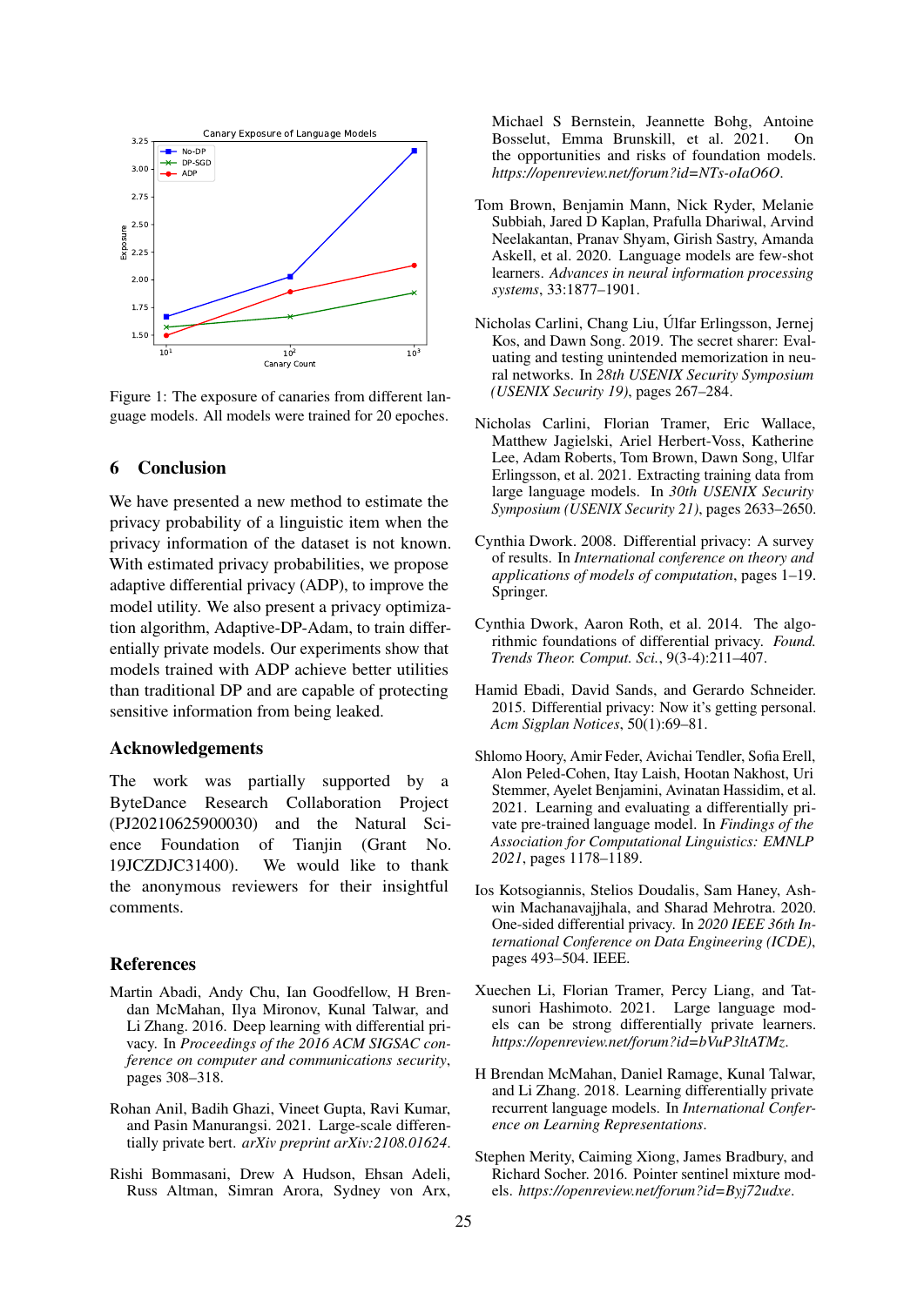Figure 1: The exposure of canaries from different language models. All models were trained for 20 epoches.

## 6 Conclusion

We have presented a new method to estimate the privacy probability of a linguistic item when the privacy information of the dataset is not known. With estimated privacy probabilities, we propose adaptive differential privacy (ADP), to improve the model utility. We also present a privacy optimization algorithm, Adaptive-DP-Adam, to train differentially private models. Our experiments show that models trained with ADP achieve better utilities than traditional DP and are capable of protecting sensitive information from being leaked.

## Acknowledgements

The work was partially supported by a ByteDance Research Collaboration Project (PJ20210625900030) and the Natural Science Foundation of Tianjin (Grant No. 19JCZDJC31400). We would like to thank the anonymous reviewers for their insightful comments.

## References

Martin Abadi, Andy Chu, Ian Goodfellow, H Brendan McMahan, Ilya Mironov, Kunal Talwar, and Li Zhang. 2016. Deep learning with differential privacy. In *Proceedings of the 2016 ACM SIGSAC conference on computer and communications security*, pages 308–318.

Rohan Anil, Badih Ghazi, Vineet Gupta, Ravi Kumar, and Pasin Manurangsi. 2021. Large-scale differentially private bert. *arXiv preprint arXiv:2108.01624*.

Rishi Bommasani, Drew A Hudson, Ehsan Adeli, Russ Altman, Simran Arora, Sydney von Arx, Michael S Bernstein, Jeannette Bohg, Antoine Bosselut, Emma Brunskill, et al. 2021. On the opportunities and risks of foundation models. *https://openreview.net/forum?id=NTs-oIaO6O*.

Tom Brown, Benjamin Mann, Nick Ryder, Melanie Subbiah, Jared D Kaplan, Prafulla Dhariwal, Arvind Neelakantan, Pranav Shyam, Girish Sastry, Amanda Askell, et al. 2020. Language models are few-shot learners. *Advances in neural information processing systems*, 33:1877–1901.

Nicholas Carlini, Chang Liu, Úlfar Erlingsson, Jernej Kos, and Dawn Song. 2019. The secret sharer: Evaluating and testing unintended memorization in neural networks. In *28th USENIX Security Symposium (USENIX Security 19)*, pages 267–284.

Nicholas Carlini, Florian Tramer, Eric Wallace, Matthew Jagielski, Ariel Herbert-Voss, Katherine Lee, Adam Roberts, Tom Brown, Dawn Song, Ulfar Erlingsson, et al. 2021. Extracting training data from large language models. In *30th USENIX Security Symposium (USENIX Security 21)*, pages 2633–2650.

Cynthia Dwork. 2008. Differential privacy: A survey of results. In *International conference on theory and applications of models of computation*, pages 1–19. Springer.

Cynthia Dwork, Aaron Roth, et al. 2014. The algorithmic foundations of differential privacy. *Found. Trends Theor. Comput. Sci.*, 9(3-4):211–407.

Hamid Ebadi, David Sands, and Gerardo Schneider. 2015. Differential privacy: Now it's getting personal. *Acm Sigplan Notices*, 50(1):69–81.

Shlomo Hoory, Amir Feder, Avichai Tendler, Sofia Erell, Alon Peled-Cohen, Itay Laish, Hootan Nakhost, Uri Stemmer, Ayelet Benjamini, Avinatan Hassidim, et al. 2021. Learning and evaluating a differentially private pre-trained language model. In *Findings of the Association for Computational Linguistics: EMNLP 2021*, pages 1178–1189.

Ios Kotsogiannis, Stelios Doudalis, Sam Haney, Ashwin Machanavajjhala, and Sharad Mehrotra. 2020. One-sided differential privacy. In *2020 IEEE 36th International Conference on Data Engineering (ICDE)*, pages 493–504. IEEE.

Xuechen Li, Florian Tramer, Percy Liang, and Tatsunori Hashimoto. 2021. Large language models can be strong differentially private learners. *https://openreview.net/forum?id=bVuP3ltATMz*.

H Brendan McMahan, Daniel Ramage, Kunal Talwar, and Li Zhang. 2018. Learning differentially private recurrent language models. In *International Conference on Learning Representations*.

Stephen Merity, Caiming Xiong, James Bradbury, and Richard Socher. 2016. Pointer sentinel mixture models. *https://openreview.net/forum?id=Byj72udxe*.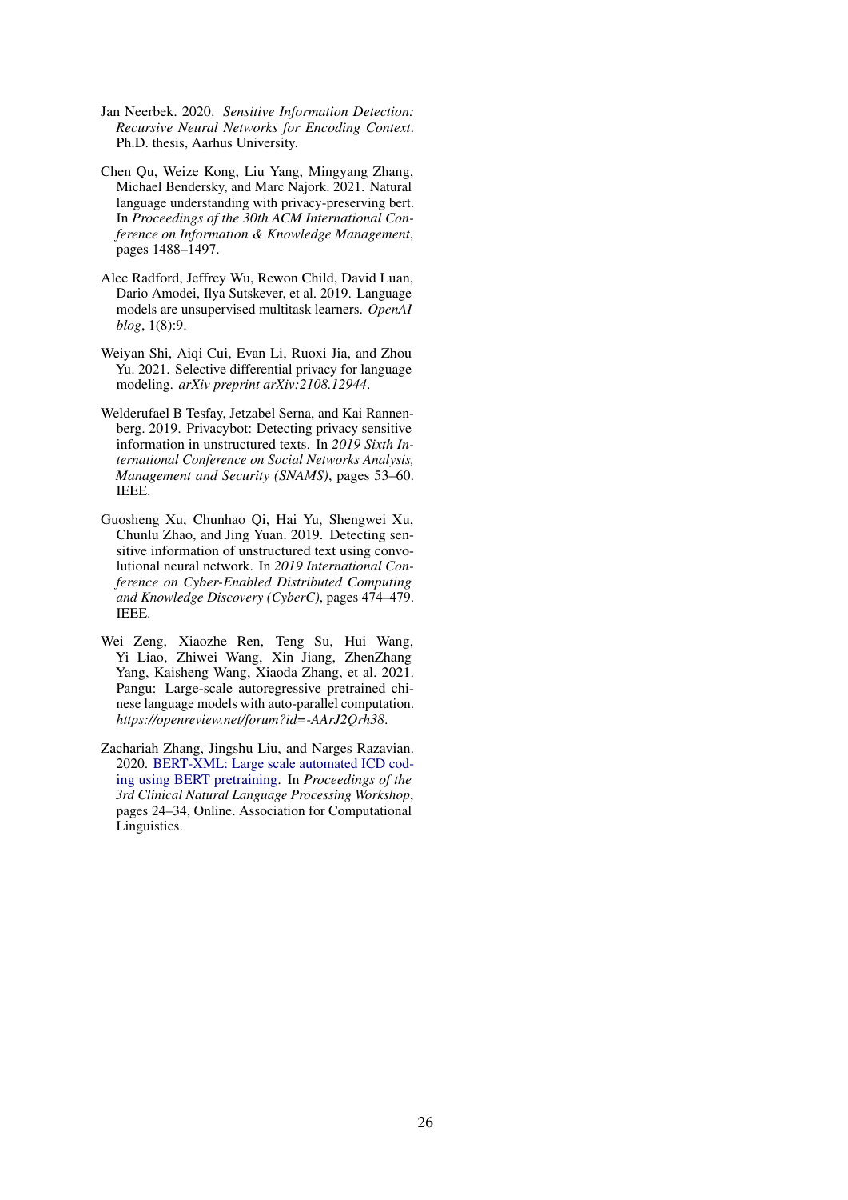Jan Neerbek. 2020. *Sensitive Information Detection: Recursive Neural Networks for Encoding Context*. Ph.D. thesis, Aarhus University.

Chen Qu, Weize Kong, Liu Yang, Mingyang Zhang, Michael Bendersky, and Marc Najork. 2021. Natural language understanding with privacy-preserving bert. In *Proceedings of the 30th ACM International Conference on Information & Knowledge Management*, pages 1488–1497.

Alec Radford, Jeffrey Wu, Rewon Child, David Luan, Dario Amodei, Ilya Sutskever, et al. 2019. Language models are unsupervised multitask learners. *OpenAI blog*, 1(8):9.

Weiyan Shi, Aiqi Cui, Evan Li, Ruoxi Jia, and Zhou Yu. 2021. Selective differential privacy for language modeling. *arXiv preprint arXiv:2108.12944*.

Welderufael B Tesfay, Jetzabel Serna, and Kai Rannenberg. 2019. Privacybot: Detecting privacy sensitive information in unstructured texts. In *2019 Sixth International Conference on Social Networks Analysis, Management and Security (SNAMS)*, pages 53–60. IEEE.

Guosheng Xu, Chunhao Qi, Hai Yu, Shengwei Xu, Chunlu Zhao, and Jing Yuan. 2019. Detecting sensitive information of unstructured text using convolutional neural network. In *2019 International Conference on Cyber-Enabled Distributed Computing and Knowledge Discovery (CyberC)*, pages 474–479. IEEE.

Wei Zeng, Xiaozhe Ren, Teng Su, Hui Wang, Yi Liao, Zhiwei Wang, Xin Jiang, ZhenZhang Yang, Kaisheng Wang, Xiaoda Zhang, et al. 2021. Pangu: Large-scale autoregressive pretrained chinese language models with auto-parallel computation. *https://openreview.net/forum?id=-AArJ2Qrh38*.

Zachariah Zhang, Jingshu Liu, and Narges Razavian. 2020. BERT-XML: Large scale automated ICD coding using BERT pretraining. In *Proceedings of the 3rd Clinical Natural Language Processing Workshop*, pages 24–34, Online. Association for Computational Linguistics.